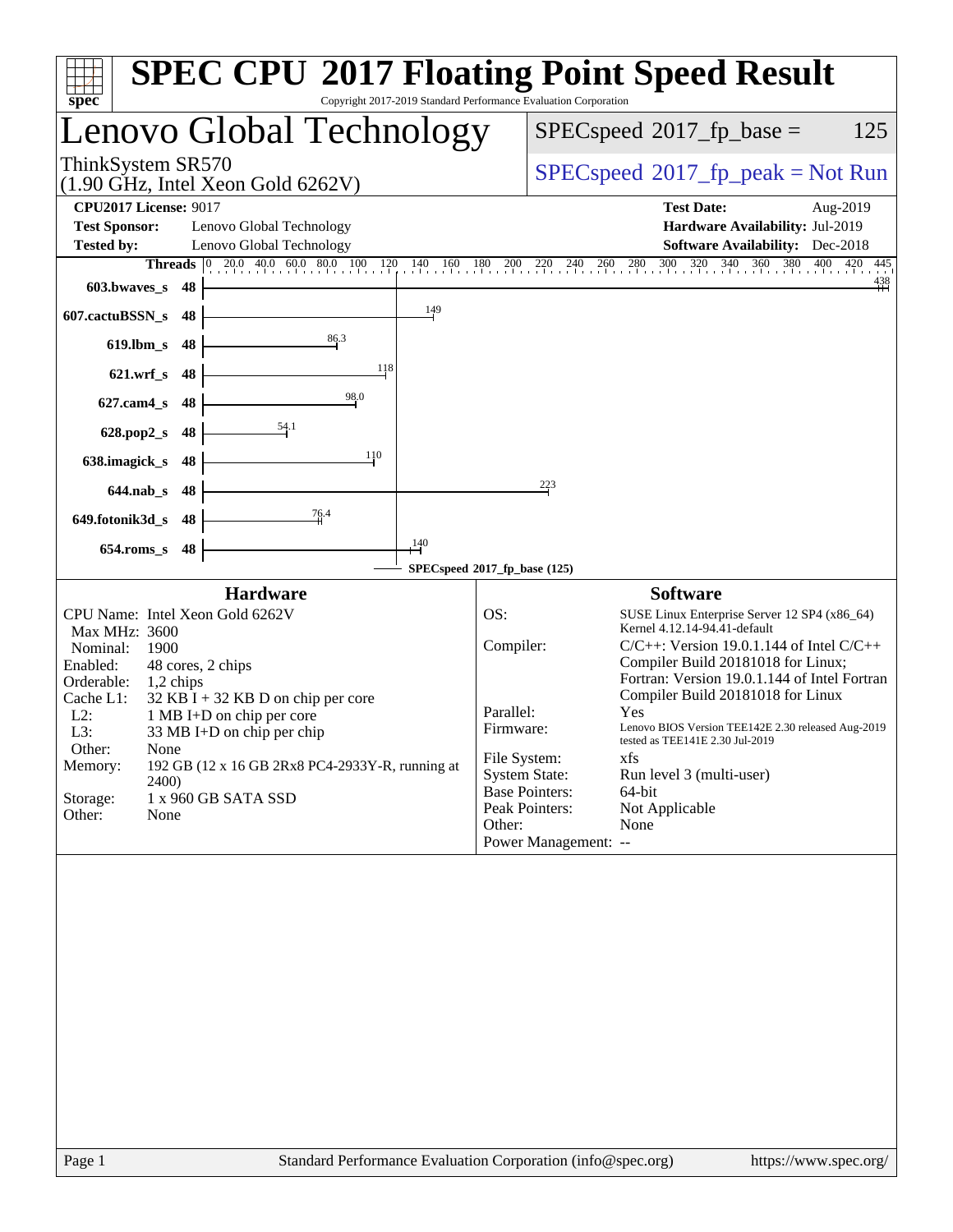# SPEC CPU 2017 Floating Point Speed Result

Copyright 2017-2019 Standard Performance Evaluation Corporation

## Lenovo Global Technology

ThinkSystem SR570
(1.90 GHz, Intel Xeon Gold 6262V)

SPECspeed 2017_fp_base = 125

SPECspeed 2017_fp_peak = Not Run

**CPU2017 License:** 9017
**Test Sponsor:** Lenovo Global Technology
**Tested by:** Lenovo Global Technology

**Test Date:** Aug-2019
**Hardware Availability:** Jul-2019
**Software Availability:** Dec-2018

| Benchmark | Threads | Base Score |
|---|---|---|
| 603.bwaves_s | 48 | 438 |
| 607.cactuBSSN_s | 48 | 149 |
| 619.lbm_s | 48 | 86.3 |
| 621.wrf_s | 48 | 118 |
| 627.cam4_s | 48 | 98.0 |
| 628.pop2_s | 48 | 54.1 |
| 638.imagick_s | 48 | 110 |
| 644.nab_s | 48 | 223 |
| 649.fotonik3d_s | 48 | 76.4 |
| 654.roms_s | 48 | 140 |

SPECspeed 2017_fp_base (125)

### Hardware

- CPU Name: Intel Xeon Gold 6262V
- Max MHz: 3600
- Nominal: 1900
- Enabled: 48 cores, 2 chips
- Orderable: 1,2 chips
- Cache L1: 32 KB I + 32 KB D on chip per core
- L2: 1 MB I+D on chip per core
- L3: 33 MB I+D on chip per chip
- Other: None
- Memory: 192 GB (12 x 16 GB 2Rx8 PC4-2933Y-R, running at 2400)
- Storage: 1 x 960 GB SATA SSD
- Other: None

### Software

- OS: SUSE Linux Enterprise Server 12 SP4 (x86_64) Kernel 4.12.14-94.41-default
- Compiler: C/C++: Version 19.0.1.144 of Intel C/C++ Compiler Build 20181018 for Linux; Fortran: Version 19.0.1.144 of Intel Fortran Compiler Build 20181018 for Linux
- Parallel: Yes
- Firmware: Lenovo BIOS Version TEE142E 2.30 released Aug-2019 tested as TEE141E 2.30 Jul-2019
- File System: xfs
- System State: Run level 3 (multi-user)
- Base Pointers: 64-bit
- Peak Pointers: Not Applicable
- Other: None
- Power Management: --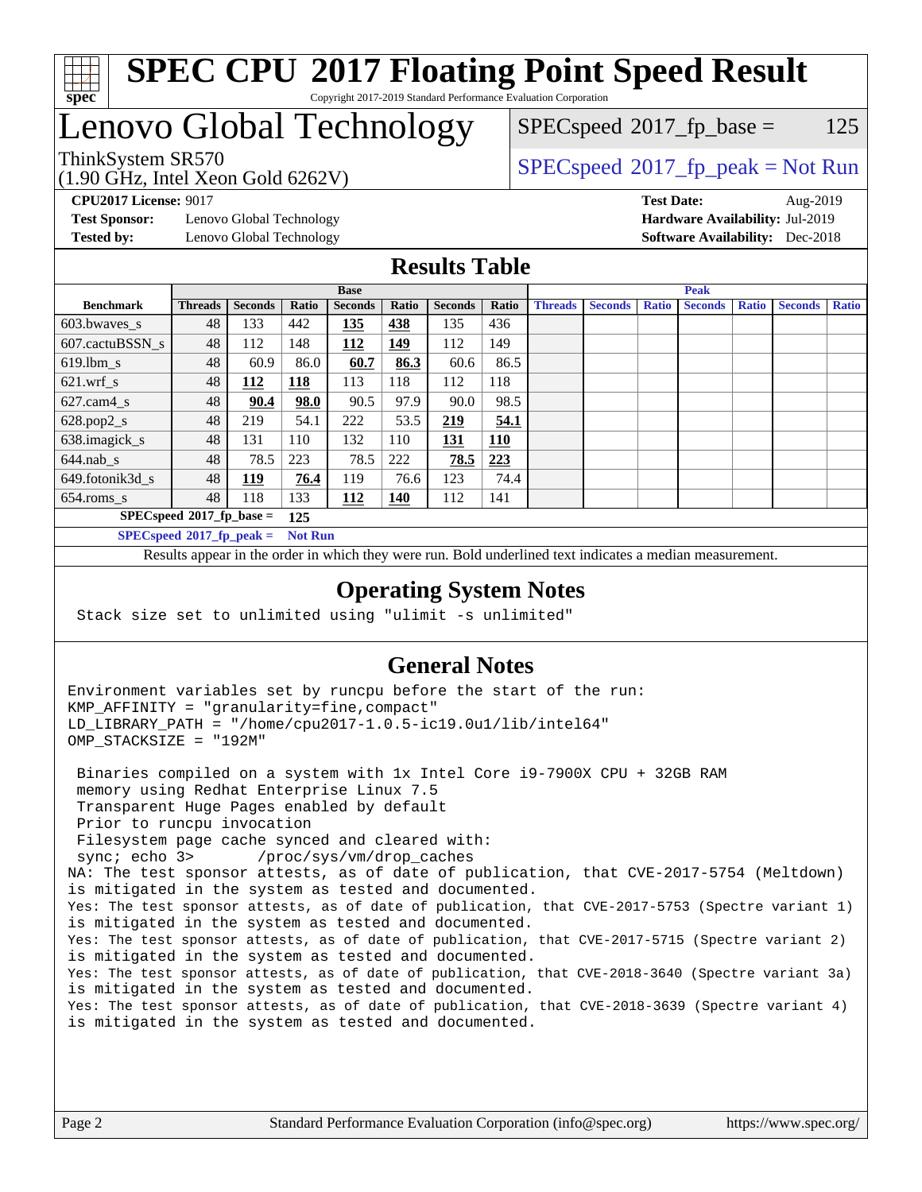# SPEC CPU 2017 Floating Point Speed Result

Copyright 2017-2019 Standard Performance Evaluation Corporation

## Lenovo Global Technology

ThinkSystem SR570
(1.90 GHz, Intel Xeon Gold 6262V)

SPECspeed 2017_fp_base = 125

SPECspeed 2017_fp_peak = Not Run

**CPU2017 License:** 9017
**Test Sponsor:** Lenovo Global Technology
**Tested by:** Lenovo Global Technology

**Test Date:** Aug-2019
**Hardware Availability:** Jul-2019
**Software Availability:** Dec-2018

## Results Table

| Benchmark | Base | | | | | | | Peak | | | | | | |
|---|---|---|---|---|---|---|---|---|---|---|---|---|---|---|
| | Threads | Seconds | Ratio | Seconds | Ratio | Seconds | Ratio | Threads | Seconds | Ratio | Seconds | Ratio | Seconds | Ratio |
| 603.bwaves_s | 48 | 133 | 442 | **135** | **438** | 135 | 436 | | | | | | | |
| 607.cactuBSSN_s | 48 | 112 | 148 | **112** | **149** | 112 | 149 | | | | | | | |
| 619.lbm_s | 48 | 60.9 | 86.0 | **60.7** | **86.3** | 60.6 | 86.5 | | | | | | | |
| 621.wrf_s | 48 | **112** | **118** | 113 | 118 | 112 | 118 | | | | | | | |
| 627.cam4_s | 48 | **90.4** | **98.0** | 90.5 | 97.9 | 90.0 | 98.5 | | | | | | | |
| 628.pop2_s | 48 | 219 | 54.1 | 222 | 53.5 | **219** | **54.1** | | | | | | | |
| 638.imagick_s | 48 | 131 | 110 | 132 | 110 | **131** | **110** | | | | | | | |
| 644.nab_s | 48 | 78.5 | 223 | 78.5 | 222 | **78.5** | **223** | | | | | | | |
| 649.fotonik3d_s | 48 | **119** | **76.4** | 119 | 76.6 | 123 | 74.4 | | | | | | | |
| 654.roms_s | 48 | 118 | 133 | **112** | **140** | 112 | 141 | | | | | | | |

**SPECspeed 2017_fp_base = 125**

**SPECspeed 2017_fp_peak = Not Run**

Results appear in the order in which they were run. Bold underlined text indicates a median measurement.

## Operating System Notes

```
Stack size set to unlimited using "ulimit -s unlimited"
```

## General Notes

```
Environment variables set by runcpu before the start of the run:
KMP_AFFINITY = "granularity=fine,compact"
LD_LIBRARY_PATH = "/home/cpu2017-1.0.5-ic19.0u1/lib/intel64"
OMP_STACKSIZE = "192M"

 Binaries compiled on a system with 1x Intel Core i9-7900X CPU + 32GB RAM
 memory using Redhat Enterprise Linux 7.5
 Transparent Huge Pages enabled by default
 Prior to runcpu invocation
 Filesystem page cache synced and cleared with:
 sync; echo 3>       /proc/sys/vm/drop_caches
NA: The test sponsor attests, as of date of publication, that CVE-2017-5754 (Meltdown)
is mitigated in the system as tested and documented.
Yes: The test sponsor attests, as of date of publication, that CVE-2017-5753 (Spectre variant 1)
is mitigated in the system as tested and documented.
Yes: The test sponsor attests, as of date of publication, that CVE-2017-5715 (Spectre variant 2)
is mitigated in the system as tested and documented.
Yes: The test sponsor attests, as of date of publication, that CVE-2018-3640 (Spectre variant 3a)
is mitigated in the system as tested and documented.
Yes: The test sponsor attests, as of date of publication, that CVE-2018-3639 (Spectre variant 4)
is mitigated in the system as tested and documented.
```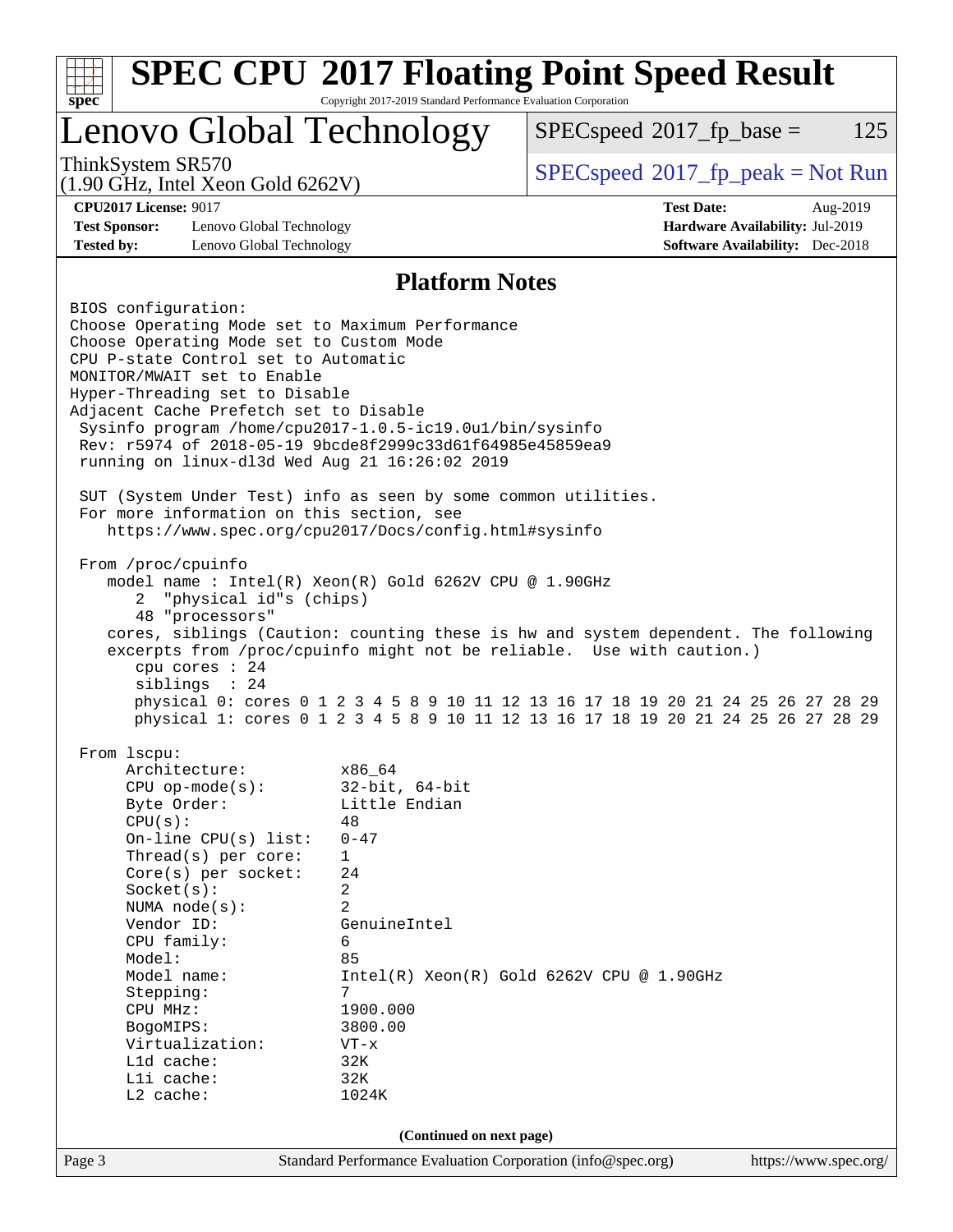# SPEC CPU 2017 Floating Point Speed Result

Copyright 2017-2019 Standard Performance Evaluation Corporation

## Lenovo Global Technology

ThinkSystem SR570
(1.90 GHz, Intel Xeon Gold 6262V)

SPECspeed 2017_fp_base = 125

SPECspeed 2017_fp_peak = Not Run

**CPU2017 License:** 9017
**Test Sponsor:** Lenovo Global Technology
**Tested by:** Lenovo Global Technology

**Test Date:** Aug-2019
**Hardware Availability:** Jul-2019
**Software Availability:** Dec-2018

### Platform Notes

```
BIOS configuration:
Choose Operating Mode set to Maximum Performance
Choose Operating Mode set to Custom Mode
CPU P-state Control set to Automatic
MONITOR/MWAIT set to Enable
Hyper-Threading set to Disable
Adjacent Cache Prefetch set to Disable
 Sysinfo program /home/cpu2017-1.0.5-ic19.0u1/bin/sysinfo
 Rev: r5974 of 2018-05-19 9bcde8f2999c33d61f64985e45859ea9
 running on linux-dl3d Wed Aug 21 16:26:02 2019

 SUT (System Under Test) info as seen by some common utilities.
 For more information on this section, see
    https://www.spec.org/cpu2017/Docs/config.html#sysinfo

 From /proc/cpuinfo
    model name : Intel(R) Xeon(R) Gold 6262V CPU @ 1.90GHz
       2  "physical id"s (chips)
       48 "processors"
    cores, siblings (Caution: counting these is hw and system dependent. The following
    excerpts from /proc/cpuinfo might not be reliable.  Use with caution.)
       cpu cores : 24
       siblings  : 24
       physical 0: cores 0 1 2 3 4 5 8 9 10 11 12 13 16 17 18 19 20 21 24 25 26 27 28 29
       physical 1: cores 0 1 2 3 4 5 8 9 10 11 12 13 16 17 18 19 20 21 24 25 26 27 28 29

 From lscpu:
      Architecture:          x86_64
      CPU op-mode(s):        32-bit, 64-bit
      Byte Order:            Little Endian
      CPU(s):                48
      On-line CPU(s) list:   0-47
      Thread(s) per core:    1
      Core(s) per socket:    24
      Socket(s):             2
      NUMA node(s):          2
      Vendor ID:             GenuineIntel
      CPU family:            6
      Model:                 85
      Model name:            Intel(R) Xeon(R) Gold 6262V CPU @ 1.90GHz
      Stepping:              7
      CPU MHz:               1900.000
      BogoMIPS:              3800.00
      Virtualization:        VT-x
      L1d cache:             32K
      L1i cache:             32K
      L2 cache:              1024K
```

(Continued on next page)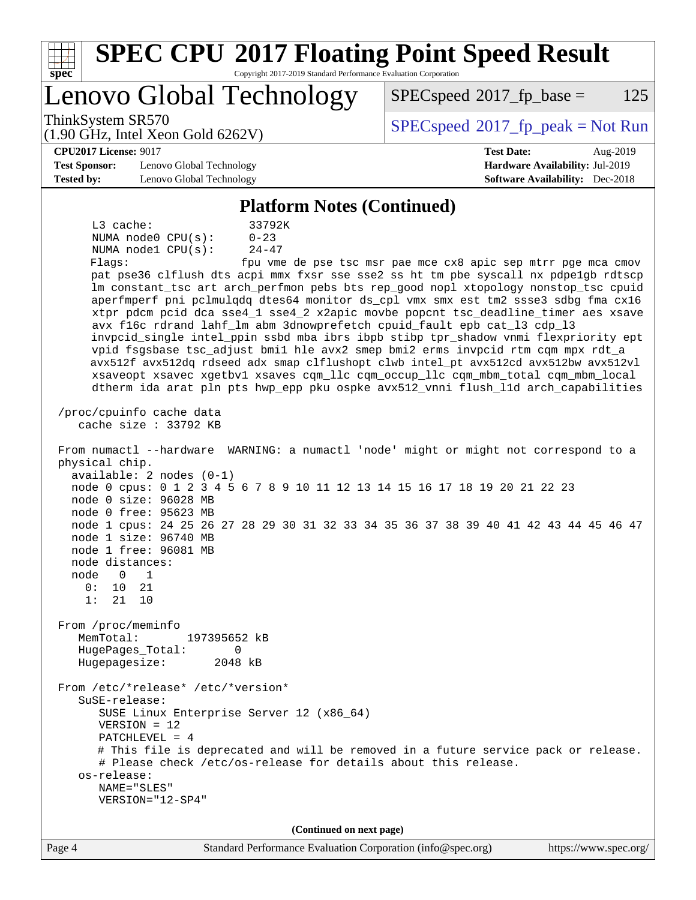## Platform Notes (Continued)

```
     L3 cache:              33792K
     NUMA node0 CPU(s):     0-23
     NUMA node1 CPU(s):     24-47
     Flags:                 fpu vme de pse tsc msr pae mce cx8 apic sep mtrr pge mca cmov
     pat pse36 clflush dts acpi mmx fxsr sse sse2 ss ht tm pbe syscall nx pdpe1gb rdtscp
     lm constant_tsc art arch_perfmon pebs bts rep_good nopl xtopology nonstop_tsc cpuid
     aperfmperf pni pclmulqdq dtes64 monitor ds_cpl vmx smx est tm2 ssse3 sdbg fma cx16
     xtpr pdcm pcid dca sse4_1 sse4_2 x2apic movbe popcnt tsc_deadline_timer aes xsave
     avx f16c rdrand lahf_lm abm 3dnowprefetch cpuid_fault epb cat_l3 cdp_l3
     invpcid_single intel_ppin ssbd mba ibrs ibpb stibp tpr_shadow vnmi flexpriority ept
     vpid fsgsbase tsc_adjust bmi1 hle avx2 smep bmi2 erms invpcid rtm cqm mpx rdt_a
     avx512f avx512dq rdseed adx smap clflushopt clwb intel_pt avx512cd avx512bw avx512vl
     xsaveopt xsavec xgetbv1 xsaves cqm_llc cqm_occup_llc cqm_mbm_total cqm_mbm_local
     dtherm ida arat pln pts hwp_epp pku ospke avx512_vnni flush_l1d arch_capabilities

 /proc/cpuinfo cache data
    cache size : 33792 KB

 From numactl --hardware  WARNING: a numactl 'node' might or might not correspond to a
 physical chip.
   available: 2 nodes (0-1)
   node 0 cpus: 0 1 2 3 4 5 6 7 8 9 10 11 12 13 14 15 16 17 18 19 20 21 22 23
   node 0 size: 96028 MB
   node 0 free: 95623 MB
   node 1 cpus: 24 25 26 27 28 29 30 31 32 33 34 35 36 37 38 39 40 41 42 43 44 45 46 47
   node 1 size: 96740 MB
   node 1 free: 96081 MB
   node distances:
   node   0   1
     0:  10  21
     1:  21  10

 From /proc/meminfo
    MemTotal:       197395652 kB
    HugePages_Total:       0
    Hugepagesize:       2048 kB

 From /etc/*release* /etc/*version*
    SuSE-release:
       SUSE Linux Enterprise Server 12 (x86_64)
       VERSION = 12
       PATCHLEVEL = 4
       # This file is deprecated and will be removed in a future service pack or release.
       # Please check /etc/os-release for details about this release.
    os-release:
       NAME="SLES"
       VERSION="12-SP4"
```

(Continued on next page)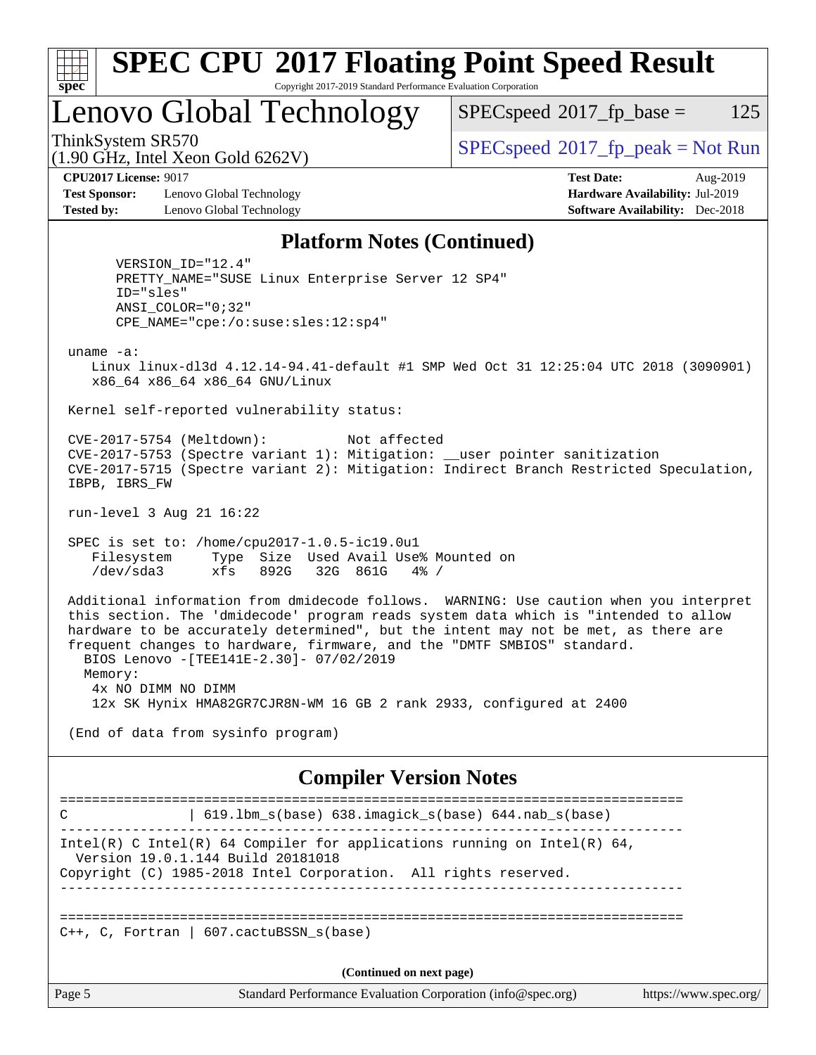## Platform Notes (Continued)

```
      VERSION_ID="12.4"
      PRETTY_NAME="SUSE Linux Enterprise Server 12 SP4"
      ID="sles"
      ANSI_COLOR="0;32"
      CPE_NAME="cpe:/o:suse:sles:12:sp4"

 uname -a:
    Linux linux-dl3d 4.12.14-94.41-default #1 SMP Wed Oct 31 12:25:04 UTC 2018 (3090901)
    x86_64 x86_64 x86_64 GNU/Linux

 Kernel self-reported vulnerability status:

 CVE-2017-5754 (Meltdown):          Not affected
 CVE-2017-5753 (Spectre variant 1): Mitigation: __user pointer sanitization
 CVE-2017-5715 (Spectre variant 2): Mitigation: Indirect Branch Restricted Speculation,
 IBPB, IBRS_FW

 run-level 3 Aug 21 16:22

 SPEC is set to: /home/cpu2017-1.0.5-ic19.0u1
    Filesystem     Type  Size  Used Avail Use% Mounted on
    /dev/sda3      xfs   892G   32G  861G   4% /

 Additional information from dmidecode follows.  WARNING: Use caution when you interpret
 this section. The 'dmidecode' program reads system data which is "intended to allow
 hardware to be accurately determined", but the intent may not be met, as there are
 frequent changes to hardware, firmware, and the "DMTF SMBIOS" standard.
   BIOS Lenovo -[TEE141E-2.30]- 07/02/2019
   Memory:
    4x NO DIMM NO DIMM
    12x SK Hynix HMA82GR7CJR8N-WM 16 GB 2 rank 2933, configured at 2400

 (End of data from sysinfo program)
```

## Compiler Version Notes

```
==============================================================================
C               | 619.lbm_s(base) 638.imagick_s(base) 644.nab_s(base)
------------------------------------------------------------------------------
Intel(R) C Intel(R) 64 Compiler for applications running on Intel(R) 64,
  Version 19.0.1.144 Build 20181018
Copyright (C) 1985-2018 Intel Corporation.  All rights reserved.
------------------------------------------------------------------------------

==============================================================================
C++, C, Fortran | 607.cactuBSSN_s(base)
```

(Continued on next page)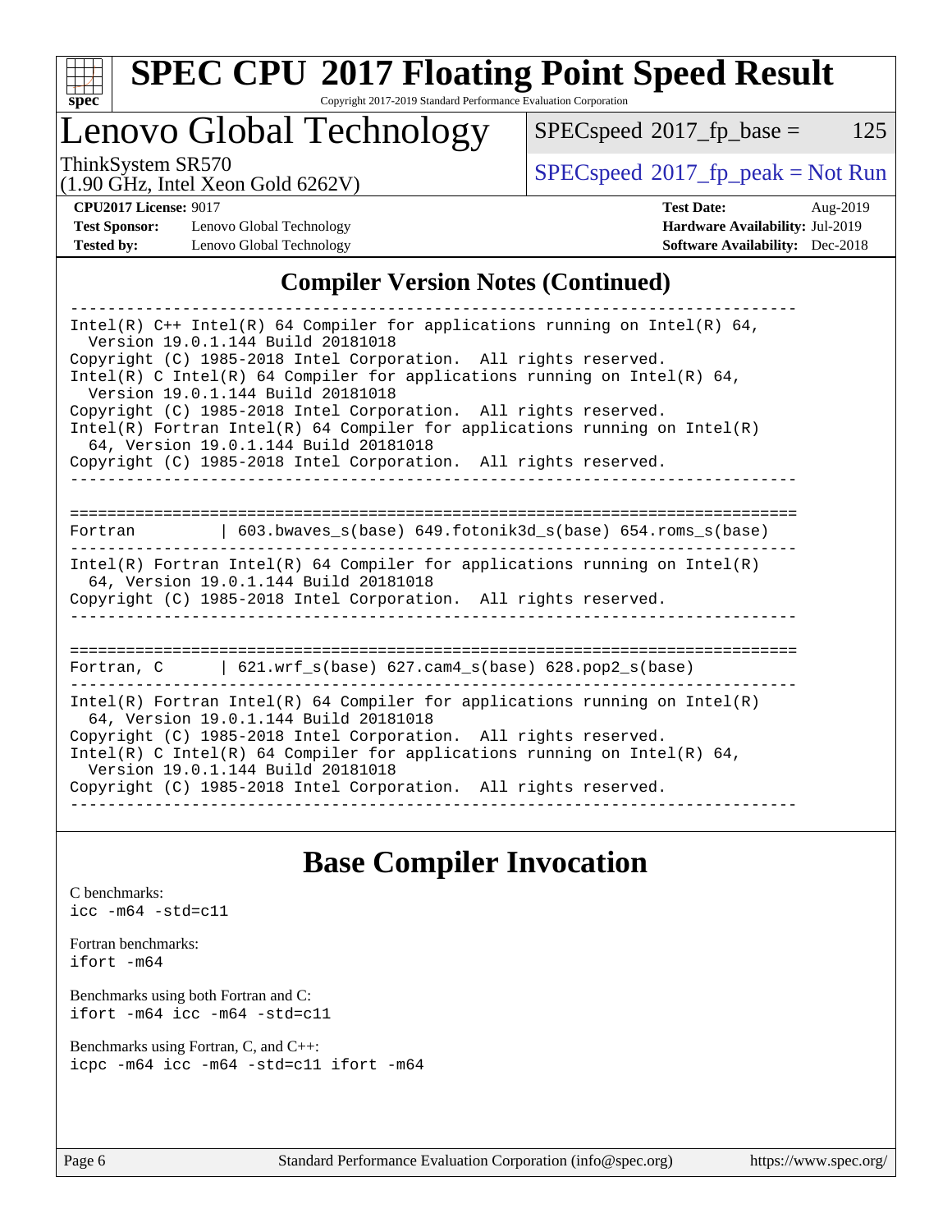# SPEC CPU 2017 Floating Point Speed Result

Copyright 2017-2019 Standard Performance Evaluation Corporation

## Lenovo Global Technology

ThinkSystem SR570
(1.90 GHz, Intel Xeon Gold 6262V)

SPECspeed 2017_fp_base = 125

SPECspeed 2017_fp_peak = Not Run

**CPU2017 License:** 9017
**Test Sponsor:** Lenovo Global Technology
**Tested by:** Lenovo Global Technology

**Test Date:** Aug-2019
**Hardware Availability:** Jul-2019
**Software Availability:** Dec-2018

## Compiler Version Notes (Continued)

```
------------------------------------------------------------------------------
Intel(R) C++ Intel(R) 64 Compiler for applications running on Intel(R) 64,
  Version 19.0.1.144 Build 20181018
Copyright (C) 1985-2018 Intel Corporation.  All rights reserved.
Intel(R) C Intel(R) 64 Compiler for applications running on Intel(R) 64,
  Version 19.0.1.144 Build 20181018
Copyright (C) 1985-2018 Intel Corporation.  All rights reserved.
Intel(R) Fortran Intel(R) 64 Compiler for applications running on Intel(R)
  64, Version 19.0.1.144 Build 20181018
Copyright (C) 1985-2018 Intel Corporation.  All rights reserved.
------------------------------------------------------------------------------

==============================================================================
Fortran         | 603.bwaves_s(base) 649.fotonik3d_s(base) 654.roms_s(base)
------------------------------------------------------------------------------
Intel(R) Fortran Intel(R) 64 Compiler for applications running on Intel(R)
  64, Version 19.0.1.144 Build 20181018
Copyright (C) 1985-2018 Intel Corporation.  All rights reserved.
------------------------------------------------------------------------------

==============================================================================
Fortran, C      | 621.wrf_s(base) 627.cam4_s(base) 628.pop2_s(base)
------------------------------------------------------------------------------
Intel(R) Fortran Intel(R) 64 Compiler for applications running on Intel(R)
  64, Version 19.0.1.144 Build 20181018
Copyright (C) 1985-2018 Intel Corporation.  All rights reserved.
Intel(R) C Intel(R) 64 Compiler for applications running on Intel(R) 64,
  Version 19.0.1.144 Build 20181018
Copyright (C) 1985-2018 Intel Corporation.  All rights reserved.
------------------------------------------------------------------------------
```

## Base Compiler Invocation

C benchmarks:
`icc -m64 -std=c11`

Fortran benchmarks:
`ifort -m64`

Benchmarks using both Fortran and C:
`ifort -m64 icc -m64 -std=c11`

Benchmarks using Fortran, C, and C++:
`icpc -m64 icc -m64 -std=c11 ifort -m64`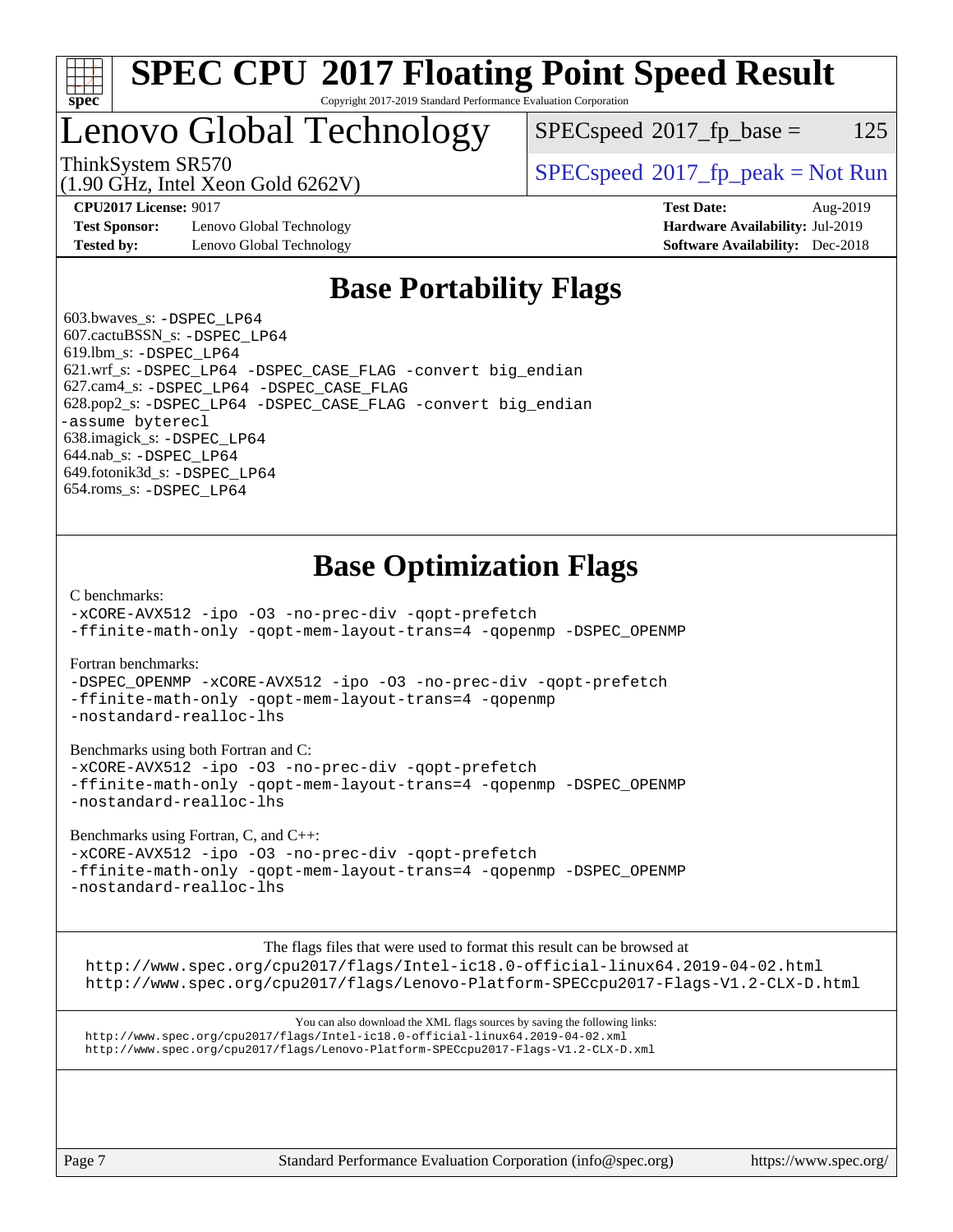# SPEC CPU 2017 Floating Point Speed Result

Copyright 2017-2019 Standard Performance Evaluation Corporation

## Lenovo Global Technology

ThinkSystem SR570
(1.90 GHz, Intel Xeon Gold 6262V)

SPECspeed 2017_fp_base = 125

SPECspeed 2017_fp_peak = Not Run

**CPU2017 License:** 9017
**Test Sponsor:** Lenovo Global Technology
**Tested by:** Lenovo Global Technology

**Test Date:** Aug-2019
**Hardware Availability:** Jul-2019
**Software Availability:** Dec-2018

## Base Portability Flags

603.bwaves_s: `-DSPEC_LP64`
607.cactuBSSN_s: `-DSPEC_LP64`
619.lbm_s: `-DSPEC_LP64`
621.wrf_s: `-DSPEC_LP64 -DSPEC_CASE_FLAG -convert big_endian`
627.cam4_s: `-DSPEC_LP64 -DSPEC_CASE_FLAG`
628.pop2_s: `-DSPEC_LP64 -DSPEC_CASE_FLAG -convert big_endian -assume byterecl`
638.imagick_s: `-DSPEC_LP64`
644.nab_s: `-DSPEC_LP64`
649.fotonik3d_s: `-DSPEC_LP64`
654.roms_s: `-DSPEC_LP64`

## Base Optimization Flags

C benchmarks:
```
-xCORE-AVX512 -ipo -O3 -no-prec-div -qopt-prefetch
-ffinite-math-only -qopt-mem-layout-trans=4 -qopenmp -DSPEC_OPENMP
```

Fortran benchmarks:
```
-DSPEC_OPENMP -xCORE-AVX512 -ipo -O3 -no-prec-div -qopt-prefetch
-ffinite-math-only -qopt-mem-layout-trans=4 -qopenmp
-nostandard-realloc-lhs
```

Benchmarks using both Fortran and C:
```
-xCORE-AVX512 -ipo -O3 -no-prec-div -qopt-prefetch
-ffinite-math-only -qopt-mem-layout-trans=4 -qopenmp -DSPEC_OPENMP
-nostandard-realloc-lhs
```

Benchmarks using Fortran, C, and C++:
```
-xCORE-AVX512 -ipo -O3 -no-prec-div -qopt-prefetch
-ffinite-math-only -qopt-mem-layout-trans=4 -qopenmp -DSPEC_OPENMP
-nostandard-realloc-lhs
```

The flags files that were used to format this result can be browsed at
http://www.spec.org/cpu2017/flags/Intel-ic18.0-official-linux64.2019-04-02.html
http://www.spec.org/cpu2017/flags/Lenovo-Platform-SPECcpu2017-Flags-V1.2-CLX-D.html

You can also download the XML flags sources by saving the following links:
http://www.spec.org/cpu2017/flags/Intel-ic18.0-official-linux64.2019-04-02.xml
http://www.spec.org/cpu2017/flags/Lenovo-Platform-SPECcpu2017-Flags-V1.2-CLX-D.xml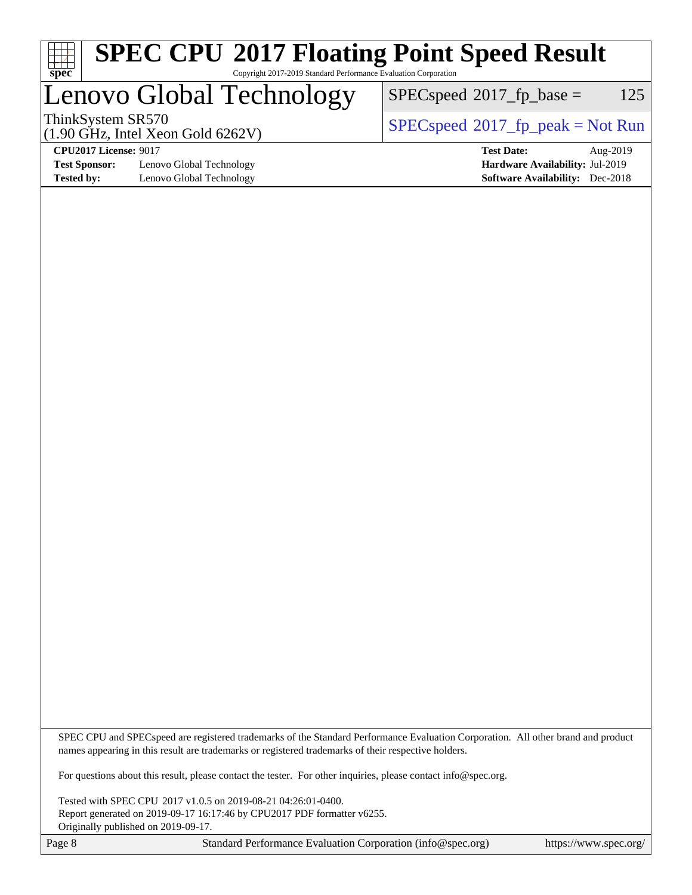SPEC CPU and SPECspeed are registered trademarks of the Standard Performance Evaluation Corporation. All other brand and product names appearing in this result are trademarks or registered trademarks of their respective holders.

For questions about this result, please contact the tester. For other inquiries, please contact info@spec.org.

Tested with SPEC CPU 2017 v1.0.5 on 2019-08-21 04:26:01-0400.
Report generated on 2019-09-17 16:17:46 by CPU2017 PDF formatter v6255.
Originally published on 2019-09-17.